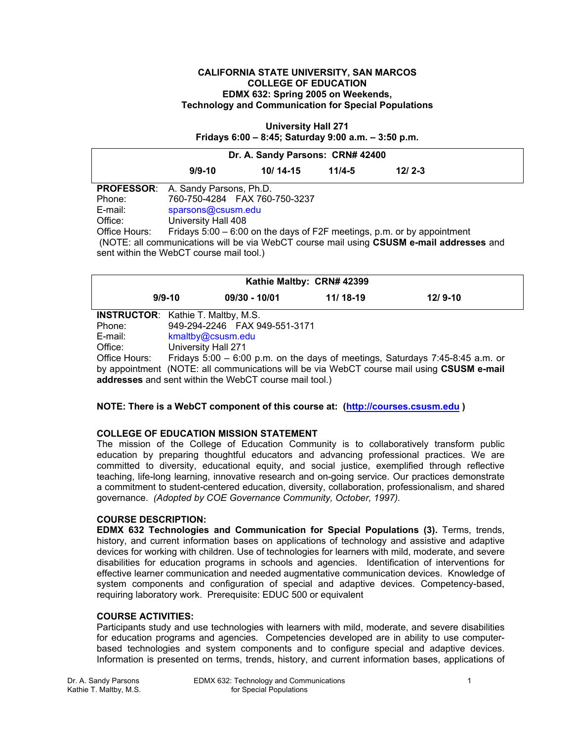**CALIFORNIA STATE UNIVERSITY, SAN MARCOS**
**COLLEGE OF EDUCATION**
**EDMX 632: Spring 2005 on Weekends,**
**Technology and Communication for Special Populations**

**University Hall 271**
**Fridays 6:00 – 8:45; Saturday 9:00 a.m. – 3:50 p.m.**

| **Dr. A. Sandy Parsons: CRN# 42400** | | | |
|---|---|---|---|
| **9/9-10** | **10/ 14-15** | **11/4-5** | **12/ 2-3** |

**PROFESSOR**: A. Sandy Parsons, Ph.D.
Phone: 760-750-4284 FAX 760-750-3237
E-mail: sparsons@csusm.edu
Office: University Hall 408
Office Hours: Fridays 5:00 – 6:00 on the days of F2F meetings, p.m. or by appointment
(NOTE: all communications will be via WebCT course mail using **CSUSM e-mail addresses** and sent within the WebCT course mail tool.)

| **Kathie Maltby: CRN# 42399** | | | |
|---|---|---|---|
| **9/9-10** | **09/30 - 10/01** | **11/ 18-19** | **12/ 9-10** |

**INSTRUCTOR**: Kathie T. Maltby, M.S.
Phone: 949-294-2246 FAX 949-551-3171
E-mail: kmaltby@csusm.edu
Office: University Hall 271
Office Hours: Fridays 5:00 – 6:00 p.m. on the days of meetings, Saturdays 7:45-8:45 a.m. or by appointment (NOTE: all communications will be via WebCT course mail using **CSUSM e-mail addresses** and sent within the WebCT course mail tool.)

**NOTE: There is a WebCT component of this course at: (http://courses.csusm.edu )**

**COLLEGE OF EDUCATION MISSION STATEMENT**

The mission of the College of Education Community is to collaboratively transform public education by preparing thoughtful educators and advancing professional practices. We are committed to diversity, educational equity, and social justice, exemplified through reflective teaching, life-long learning, innovative research and on-going service. Our practices demonstrate a commitment to student-centered education, diversity, collaboration, professionalism, and shared governance. *(Adopted by COE Governance Community, October, 1997).*

**COURSE DESCRIPTION:**

**EDMX 632 Technologies and Communication for Special Populations (3).** Terms, trends, history, and current information bases on applications of technology and assistive and adaptive devices for working with children. Use of technologies for learners with mild, moderate, and severe disabilities for education programs in schools and agencies. Identification of interventions for effective learner communication and needed augmentative communication devices. Knowledge of system components and configuration of special and adaptive devices. Competency-based, requiring laboratory work. Prerequisite: EDUC 500 or equivalent

**COURSE ACTIVITIES:**

Participants study and use technologies with learners with mild, moderate, and severe disabilities for education programs and agencies. Competencies developed are in ability to use computer-based technologies and system components and to configure special and adaptive devices. Information is presented on terms, trends, history, and current information bases, applications of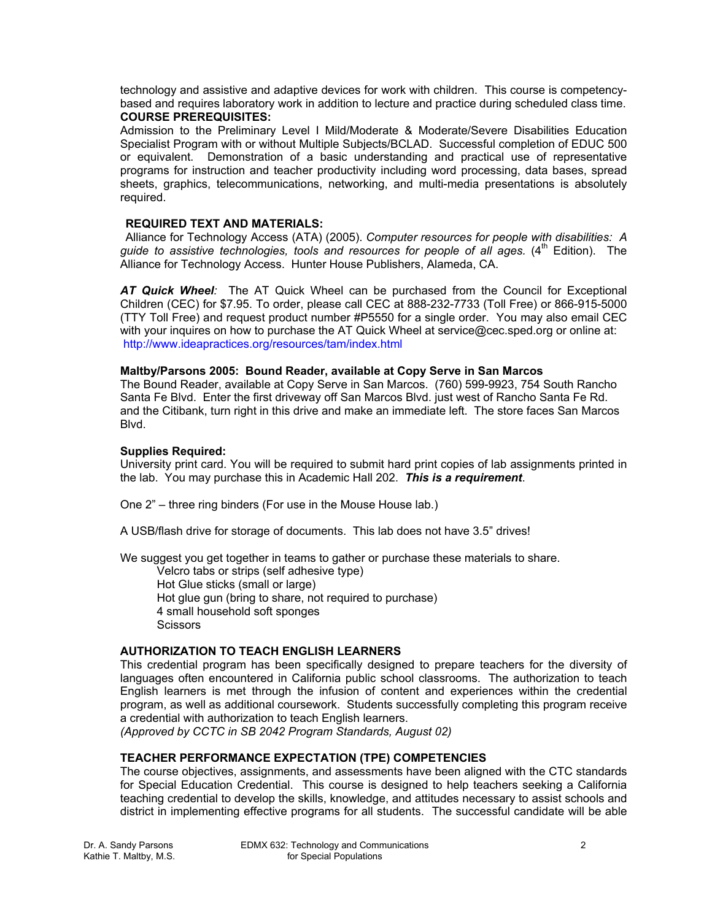technology and assistive and adaptive devices for work with children. This course is competency-based and requires laboratory work in addition to lecture and practice during scheduled class time.

**COURSE PREREQUISITES:**

Admission to the Preliminary Level I Mild/Moderate & Moderate/Severe Disabilities Education Specialist Program with or without Multiple Subjects/BCLAD. Successful completion of EDUC 500 or equivalent. Demonstration of a basic understanding and practical use of representative programs for instruction and teacher productivity including word processing, data bases, spread sheets, graphics, telecommunications, networking, and multi-media presentations is absolutely required.

**REQUIRED TEXT AND MATERIALS:**

Alliance for Technology Access (ATA) (2005). *Computer resources for people with disabilities: A guide to assistive technologies, tools and resources for people of all ages.* (4th Edition). The Alliance for Technology Access. Hunter House Publishers, Alameda, CA.

***AT Quick Wheel**:* The AT Quick Wheel can be purchased from the Council for Exceptional Children (CEC) for $7.95. To order, please call CEC at 888-232-7733 (Toll Free) or 866-915-5000 (TTY Toll Free) and request product number #P5550 for a single order. You may also email CEC with your inquires on how to purchase the AT Quick Wheel at service@cec.sped.org or online at: http://www.ideapractices.org/resources/tam/index.html

**Maltby/Parsons 2005: Bound Reader, available at Copy Serve in San Marcos**

The Bound Reader, available at Copy Serve in San Marcos. (760) 599-9923, 754 South Rancho Santa Fe Blvd. Enter the first driveway off San Marcos Blvd. just west of Rancho Santa Fe Rd. and the Citibank, turn right in this drive and make an immediate left. The store faces San Marcos Blvd.

**Supplies Required:**

University print card. You will be required to submit hard print copies of lab assignments printed in the lab. You may purchase this in Academic Hall 202. ***This is a requirement***.

One 2" – three ring binders (For use in the Mouse House lab.)

A USB/flash drive for storage of documents. This lab does not have 3.5" drives!

We suggest you get together in teams to gather or purchase these materials to share.

- Velcro tabs or strips (self adhesive type)
- Hot Glue sticks (small or large)
- Hot glue gun (bring to share, not required to purchase)
- 4 small household soft sponges
- Scissors

**AUTHORIZATION TO TEACH ENGLISH LEARNERS**

This credential program has been specifically designed to prepare teachers for the diversity of languages often encountered in California public school classrooms. The authorization to teach English learners is met through the infusion of content and experiences within the credential program, as well as additional coursework. Students successfully completing this program receive a credential with authorization to teach English learners.

*(Approved by CCTC in SB 2042 Program Standards, August 02)*

**TEACHER PERFORMANCE EXPECTATION (TPE) COMPETENCIES**

The course objectives, assignments, and assessments have been aligned with the CTC standards for Special Education Credential. This course is designed to help teachers seeking a California teaching credential to develop the skills, knowledge, and attitudes necessary to assist schools and district in implementing effective programs for all students. The successful candidate will be able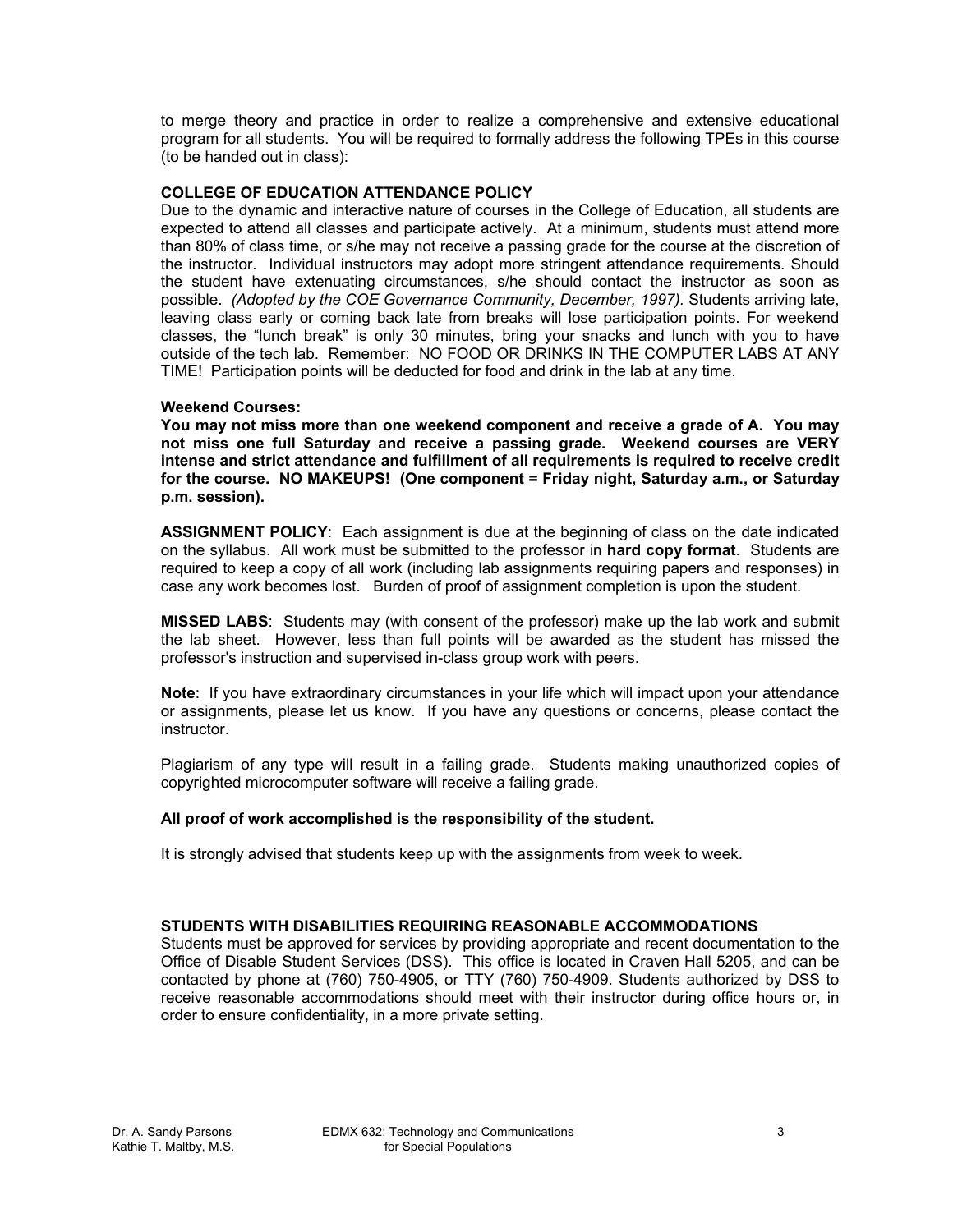to merge theory and practice in order to realize a comprehensive and extensive educational program for all students. You will be required to formally address the following TPEs in this course (to be handed out in class):

**COLLEGE OF EDUCATION ATTENDANCE POLICY**

Due to the dynamic and interactive nature of courses in the College of Education, all students are expected to attend all classes and participate actively. At a minimum, students must attend more than 80% of class time, or s/he may not receive a passing grade for the course at the discretion of the instructor. Individual instructors may adopt more stringent attendance requirements. Should the student have extenuating circumstances, s/he should contact the instructor as soon as possible. *(Adopted by the COE Governance Community, December, 1997).* Students arriving late, leaving class early or coming back late from breaks will lose participation points. For weekend classes, the "lunch break" is only 30 minutes, bring your snacks and lunch with you to have outside of the tech lab. Remember: NO FOOD OR DRINKS IN THE COMPUTER LABS AT ANY TIME! Participation points will be deducted for food and drink in the lab at any time.

**Weekend Courses:**

**You may not miss more than one weekend component and receive a grade of A. You may not miss one full Saturday and receive a passing grade. Weekend courses are VERY intense and strict attendance and fulfillment of all requirements is required to receive credit for the course. NO MAKEUPS! (One component = Friday night, Saturday a.m., or Saturday p.m. session).**

**ASSIGNMENT POLICY**: Each assignment is due at the beginning of class on the date indicated on the syllabus. All work must be submitted to the professor in **hard copy format**. Students are required to keep a copy of all work (including lab assignments requiring papers and responses) in case any work becomes lost. Burden of proof of assignment completion is upon the student.

**MISSED LABS**: Students may (with consent of the professor) make up the lab work and submit the lab sheet. However, less than full points will be awarded as the student has missed the professor's instruction and supervised in-class group work with peers.

**Note**: If you have extraordinary circumstances in your life which will impact upon your attendance or assignments, please let us know. If you have any questions or concerns, please contact the instructor.

Plagiarism of any type will result in a failing grade. Students making unauthorized copies of copyrighted microcomputer software will receive a failing grade.

**All proof of work accomplished is the responsibility of the student.**

It is strongly advised that students keep up with the assignments from week to week.

**STUDENTS WITH DISABILITIES REQUIRING REASONABLE ACCOMMODATIONS**

Students must be approved for services by providing appropriate and recent documentation to the Office of Disable Student Services (DSS). This office is located in Craven Hall 5205, and can be contacted by phone at (760) 750-4905, or TTY (760) 750-4909. Students authorized by DSS to receive reasonable accommodations should meet with their instructor during office hours or, in order to ensure confidentiality, in a more private setting.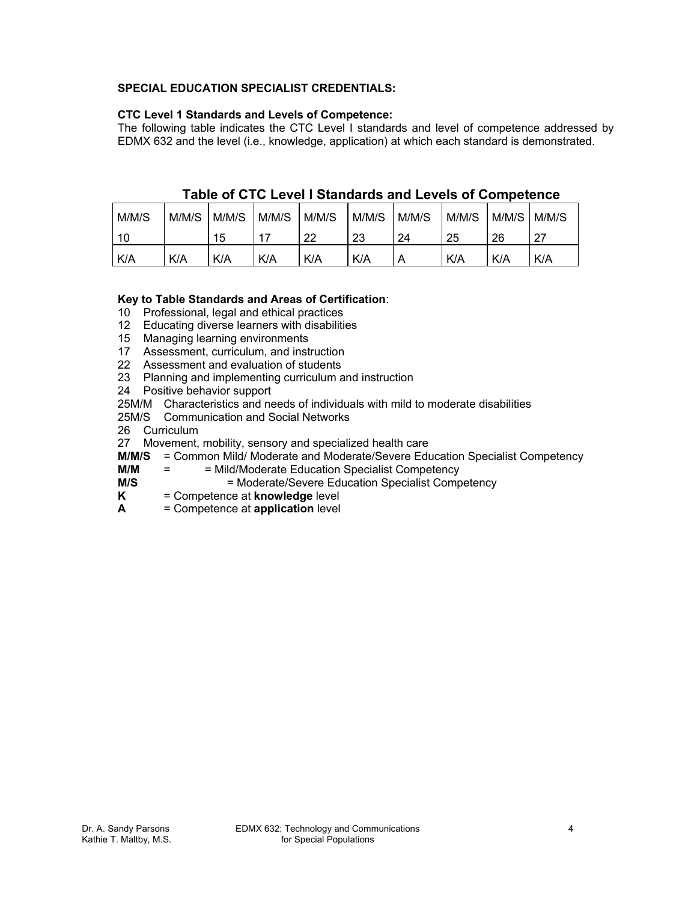**SPECIAL EDUCATION SPECIALIST CREDENTIALS:**

**CTC Level 1 Standards and Levels of Competence:**

The following table indicates the CTC Level I standards and level of competence addressed by EDMX 632 and the level (i.e., knowledge, application) at which each standard is demonstrated.

## Table of CTC Level I Standards and Levels of Competence

| M/M/S 10 | M/M/S | M/M/S 15 | M/M/S 17 | M/M/S 22 | M/M/S 23 | M/M/S 24 | M/M/S 25 | M/M/S 26 | M/M/S 27 |
|---|---|---|---|---|---|---|---|---|---|
| K/A | K/A | K/A | K/A | K/A | K/A | A | K/A | K/A | K/A |

**Key to Table Standards and Areas of Certification**:

10 Professional, legal and ethical practices
12 Educating diverse learners with disabilities
15 Managing learning environments
17 Assessment, curriculum, and instruction
22 Assessment and evaluation of students
23 Planning and implementing curriculum and instruction
24 Positive behavior support
25M/M Characteristics and needs of individuals with mild to moderate disabilities
25M/S Communication and Social Networks
26 Curriculum
27 Movement, mobility, sensory and specialized health care

**M/M/S** = Common Mild/ Moderate and Moderate/Severe Education Specialist Competency
**M/M** = = Mild/Moderate Education Specialist Competency
**M/S** = Moderate/Severe Education Specialist Competency
**K** = Competence at **knowledge** level
**A** = Competence at **application** level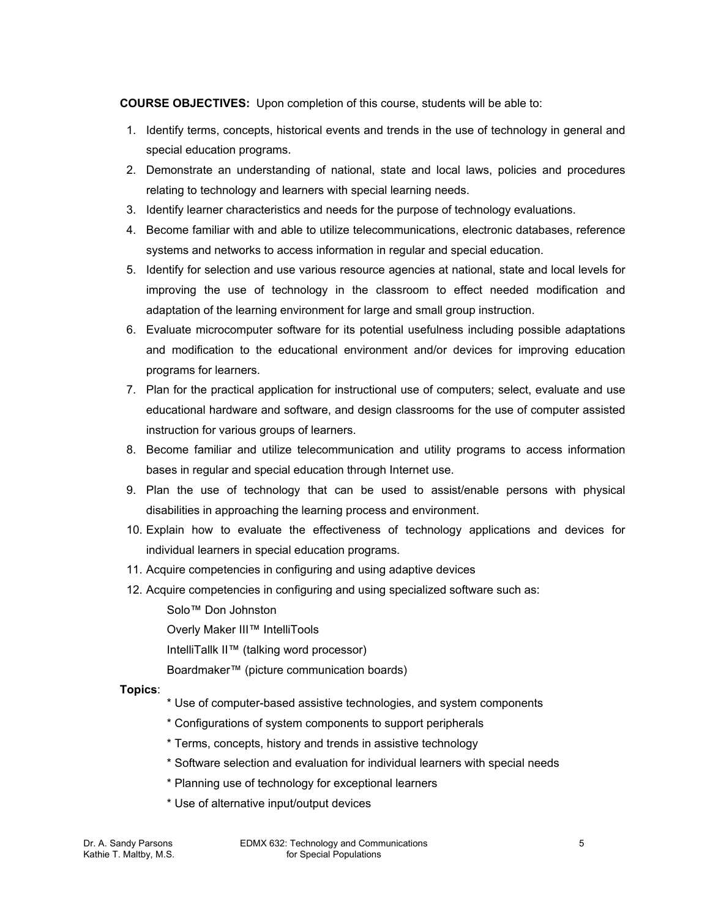**COURSE OBJECTIVES:** Upon completion of this course, students will be able to:

1. Identify terms, concepts, historical events and trends in the use of technology in general and special education programs.
2. Demonstrate an understanding of national, state and local laws, policies and procedures relating to technology and learners with special learning needs.
3. Identify learner characteristics and needs for the purpose of technology evaluations.
4. Become familiar with and able to utilize telecommunications, electronic databases, reference systems and networks to access information in regular and special education.
5. Identify for selection and use various resource agencies at national, state and local levels for improving the use of technology in the classroom to effect needed modification and adaptation of the learning environment for large and small group instruction.
6. Evaluate microcomputer software for its potential usefulness including possible adaptations and modification to the educational environment and/or devices for improving education programs for learners.
7. Plan for the practical application for instructional use of computers; select, evaluate and use educational hardware and software, and design classrooms for the use of computer assisted instruction for various groups of learners.
8. Become familiar and utilize telecommunication and utility programs to access information bases in regular and special education through Internet use.
9. Plan the use of technology that can be used to assist/enable persons with physical disabilities in approaching the learning process and environment.
10. Explain how to evaluate the effectiveness of technology applications and devices for individual learners in special education programs.
11. Acquire competencies in configuring and using adaptive devices
12. Acquire competencies in configuring and using specialized software such as:

    Solo™ Don Johnston

    Overly Maker III™ IntelliTools

    IntelliTallk II™ (talking word processor)

    Boardmaker™ (picture communication boards)

**Topics**:

* Use of computer-based assistive technologies, and system components
* Configurations of system components to support peripherals
* Terms, concepts, history and trends in assistive technology
* Software selection and evaluation for individual learners with special needs
* Planning use of technology for exceptional learners
* Use of alternative input/output devices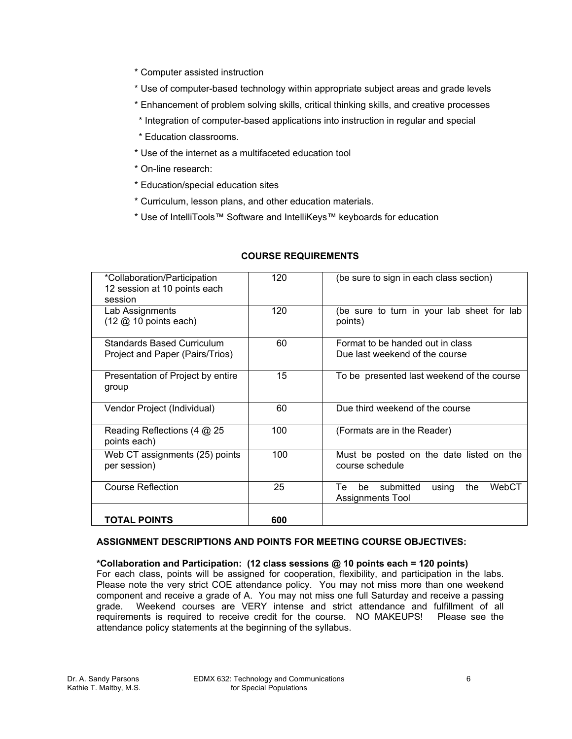* Computer assisted instruction
* Use of computer-based technology within appropriate subject areas and grade levels
* Enhancement of problem solving skills, critical thinking skills, and creative processes
* Integration of computer-based applications into instruction in regular and special
* Education classrooms.
* Use of the internet as a multifaceted education tool
* On-line research:
* Education/special education sites
* Curriculum, lesson plans, and other education materials.
* Use of IntelliTools™ Software and IntelliKeys™ keyboards for education

**COURSE REQUIREMENTS**

| | | |
|---|---|---|
| *Collaboration/Participation 12 session at 10 points each session | 120 | (be sure to sign in each class section) |
| Lab Assignments (12 @ 10 points each) | 120 | (be sure to turn in your lab sheet for lab points) |
| Standards Based Curriculum Project and Paper (Pairs/Trios) | 60 | Format to be handed out in class Due last weekend of the course |
| Presentation of Project by entire group | 15 | To be presented last weekend of the course |
| Vendor Project (Individual) | 60 | Due third weekend of the course |
| Reading Reflections (4 @ 25 points each) | 100 | (Formats are in the Reader) |
| Web CT assignments (25) points per session) | 100 | Must be posted on the date listed on the course schedule |
| Course Reflection | 25 | Te be submitted using the WebCT Assignments Tool |
| **TOTAL POINTS** | **600** | |

**ASSIGNMENT DESCRIPTIONS AND POINTS FOR MEETING COURSE OBJECTIVES:**

**\*Collaboration and Participation: (12 class sessions @ 10 points each = 120 points)**
For each class, points will be assigned for cooperation, flexibility, and participation in the labs. Please note the very strict COE attendance policy. You may not miss more than one weekend component and receive a grade of A. You may not miss one full Saturday and receive a passing grade. Weekend courses are VERY intense and strict attendance and fulfillment of all requirements is required to receive credit for the course. NO MAKEUPS! Please see the attendance policy statements at the beginning of the syllabus.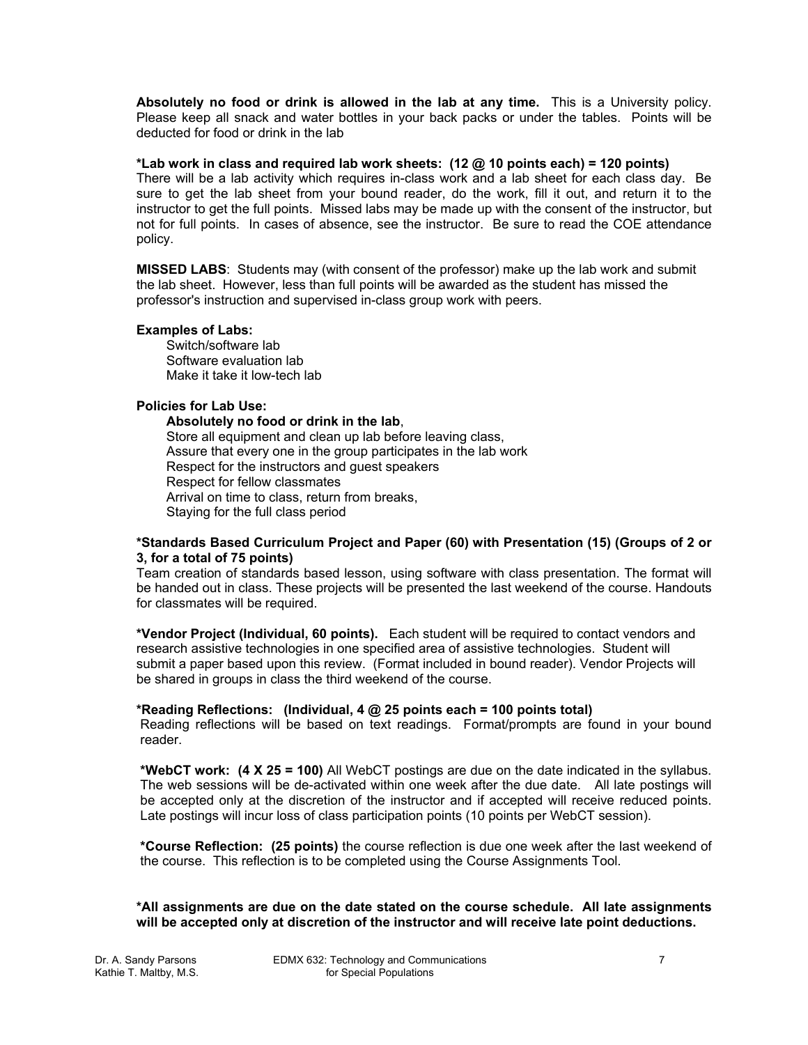**Absolutely no food or drink is allowed in the lab at any time.** This is a University policy. Please keep all snack and water bottles in your back packs or under the tables. Points will be deducted for food or drink in the lab

**\*Lab work in class and required lab work sheets: (12 @ 10 points each) = 120 points)**
There will be a lab activity which requires in-class work and a lab sheet for each class day. Be sure to get the lab sheet from your bound reader, do the work, fill it out, and return it to the instructor to get the full points. Missed labs may be made up with the consent of the instructor, but not for full points. In cases of absence, see the instructor. Be sure to read the COE attendance policy.

**MISSED LABS**: Students may (with consent of the professor) make up the lab work and submit the lab sheet. However, less than full points will be awarded as the student has missed the professor's instruction and supervised in-class group work with peers.

**Examples of Labs:**

Switch/software lab
Software evaluation lab
Make it take it low-tech lab

**Policies for Lab Use:**

**Absolutely no food or drink in the lab**,
Store all equipment and clean up lab before leaving class,
Assure that every one in the group participates in the lab work
Respect for the instructors and guest speakers
Respect for fellow classmates
Arrival on time to class, return from breaks,
Staying for the full class period

**\*Standards Based Curriculum Project and Paper (60) with Presentation (15) (Groups of 2 or 3, for a total of 75 points)**
Team creation of standards based lesson, using software with class presentation. The format will be handed out in class. These projects will be presented the last weekend of the course. Handouts for classmates will be required.

**\*Vendor Project (Individual, 60 points).** Each student will be required to contact vendors and research assistive technologies in one specified area of assistive technologies. Student will submit a paper based upon this review. (Format included in bound reader). Vendor Projects will be shared in groups in class the third weekend of the course.

**\*Reading Reflections: (Individual, 4 @ 25 points each = 100 points total)**
Reading reflections will be based on text readings. Format/prompts are found in your bound reader.

**\*WebCT work: (4 X 25 = 100)** All WebCT postings are due on the date indicated in the syllabus. The web sessions will be de-activated within one week after the due date. All late postings will be accepted only at the discretion of the instructor and if accepted will receive reduced points. Late postings will incur loss of class participation points (10 points per WebCT session).

**\*Course Reflection: (25 points)** the course reflection is due one week after the last weekend of the course. This reflection is to be completed using the Course Assignments Tool.

**\*All assignments are due on the date stated on the course schedule. All late assignments will be accepted only at discretion of the instructor and will receive late point deductions.**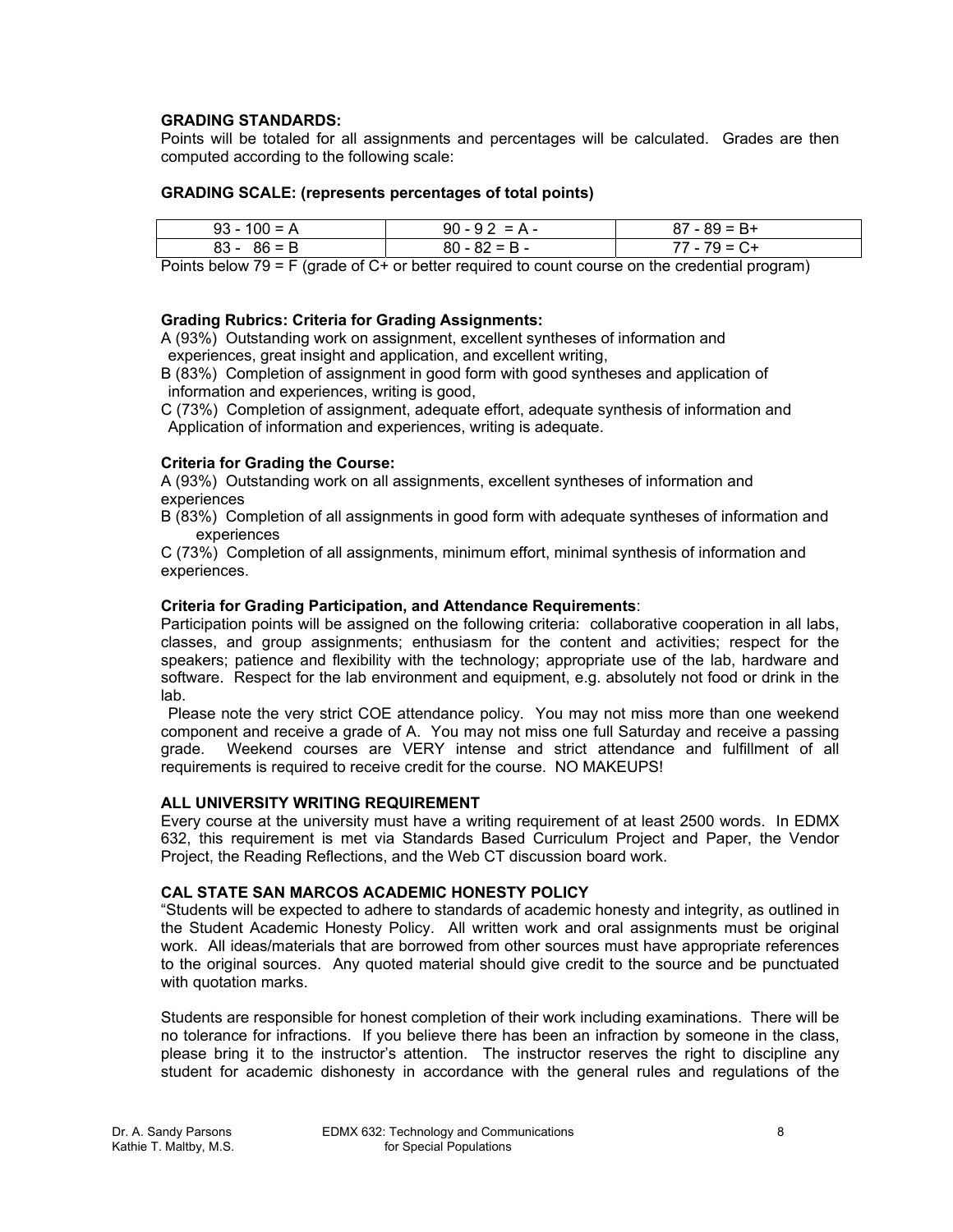**GRADING STANDARDS:**
Points will be totaled for all assignments and percentages will be calculated. Grades are then computed according to the following scale:

**GRADING SCALE: (represents percentages of total points)**

| 93 - 100 = A | 90 - 9 2 = A - | 87 - 89 = B+ |
|---|---|---|
| 83 - 86 = B | 80 - 82 = B - | 77 - 79 = C+ |

Points below 79 = F (grade of C+ or better required to count course on the credential program)

**Grading Rubrics: Criteria for Grading Assignments:**
A (93%) Outstanding work on assignment, excellent syntheses of information and experiences, great insight and application, and excellent writing,
B (83%) Completion of assignment in good form with good syntheses and application of information and experiences, writing is good,
C (73%) Completion of assignment, adequate effort, adequate synthesis of information and Application of information and experiences, writing is adequate.

**Criteria for Grading the Course:**
A (93%) Outstanding work on all assignments, excellent syntheses of information and experiences
B (83%) Completion of all assignments in good form with adequate syntheses of information and experiences
C (73%) Completion of all assignments, minimum effort, minimal synthesis of information and experiences.

**Criteria for Grading Participation, and Attendance Requirements**:
Participation points will be assigned on the following criteria: collaborative cooperation in all labs, classes, and group assignments; enthusiasm for the content and activities; respect for the speakers; patience and flexibility with the technology; appropriate use of the lab, hardware and software. Respect for the lab environment and equipment, e.g. absolutely not food or drink in the lab.

Please note the very strict COE attendance policy. You may not miss more than one weekend component and receive a grade of A. You may not miss one full Saturday and receive a passing grade. Weekend courses are VERY intense and strict attendance and fulfillment of all requirements is required to receive credit for the course. NO MAKEUPS!

**ALL UNIVERSITY WRITING REQUIREMENT**
Every course at the university must have a writing requirement of at least 2500 words. In EDMX 632, this requirement is met via Standards Based Curriculum Project and Paper, the Vendor Project, the Reading Reflections, and the Web CT discussion board work.

**CAL STATE SAN MARCOS ACADEMIC HONESTY POLICY**
"Students will be expected to adhere to standards of academic honesty and integrity, as outlined in the Student Academic Honesty Policy. All written work and oral assignments must be original work. All ideas/materials that are borrowed from other sources must have appropriate references to the original sources. Any quoted material should give credit to the source and be punctuated with quotation marks.

Students are responsible for honest completion of their work including examinations. There will be no tolerance for infractions. If you believe there has been an infraction by someone in the class, please bring it to the instructor's attention. The instructor reserves the right to discipline any student for academic dishonesty in accordance with the general rules and regulations of the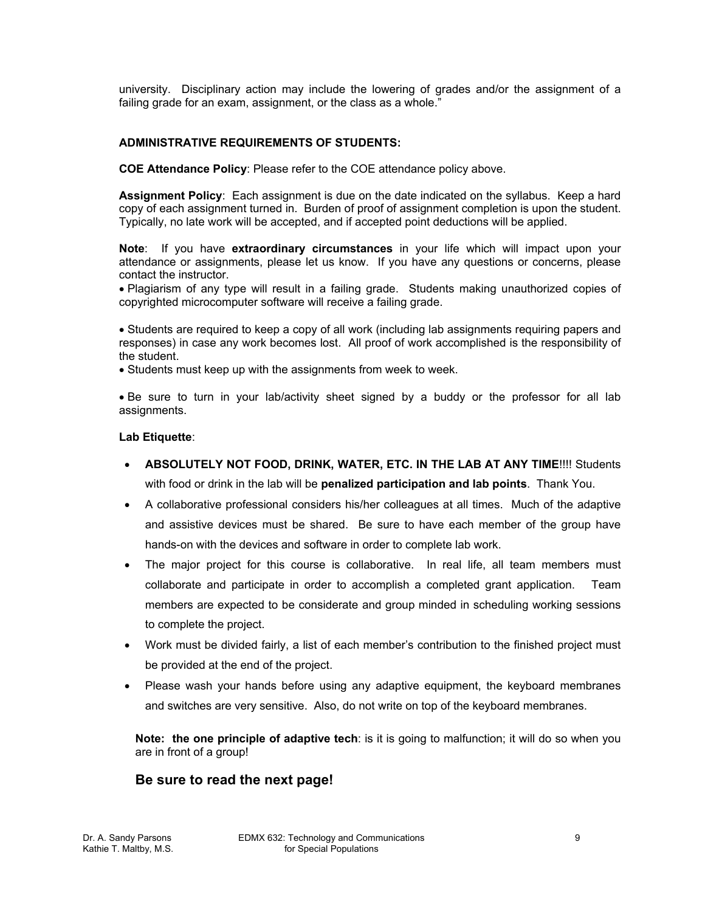university. Disciplinary action may include the lowering of grades and/or the assignment of a failing grade for an exam, assignment, or the class as a whole."

**ADMINISTRATIVE REQUIREMENTS OF STUDENTS:**

**COE Attendance Policy**: Please refer to the COE attendance policy above.

**Assignment Policy**: Each assignment is due on the date indicated on the syllabus. Keep a hard copy of each assignment turned in. Burden of proof of assignment completion is upon the student. Typically, no late work will be accepted, and if accepted point deductions will be applied.

**Note**: If you have **extraordinary circumstances** in your life which will impact upon your attendance or assignments, please let us know. If you have any questions or concerns, please contact the instructor.

- Plagiarism of any type will result in a failing grade. Students making unauthorized copies of copyrighted microcomputer software will receive a failing grade.

- Students are required to keep a copy of all work (including lab assignments requiring papers and responses) in case any work becomes lost. All proof of work accomplished is the responsibility of the student.
- Students must keep up with the assignments from week to week.

- Be sure to turn in your lab/activity sheet signed by a buddy or the professor for all lab assignments.

**Lab Etiquette**:

- **ABSOLUTELY NOT FOOD, DRINK, WATER, ETC. IN THE LAB AT ANY TIME**!!!! Students with food or drink in the lab will be **penalized participation and lab points**. Thank You.
- A collaborative professional considers his/her colleagues at all times. Much of the adaptive and assistive devices must be shared. Be sure to have each member of the group have hands-on with the devices and software in order to complete lab work.
- The major project for this course is collaborative. In real life, all team members must collaborate and participate in order to accomplish a completed grant application. Team members are expected to be considerate and group minded in scheduling working sessions to complete the project.
- Work must be divided fairly, a list of each member's contribution to the finished project must be provided at the end of the project.
- Please wash your hands before using any adaptive equipment, the keyboard membranes and switches are very sensitive. Also, do not write on top of the keyboard membranes.

**Note: the one principle of adaptive tech**: is it is going to malfunction; it will do so when you are in front of a group!

## Be sure to read the next page!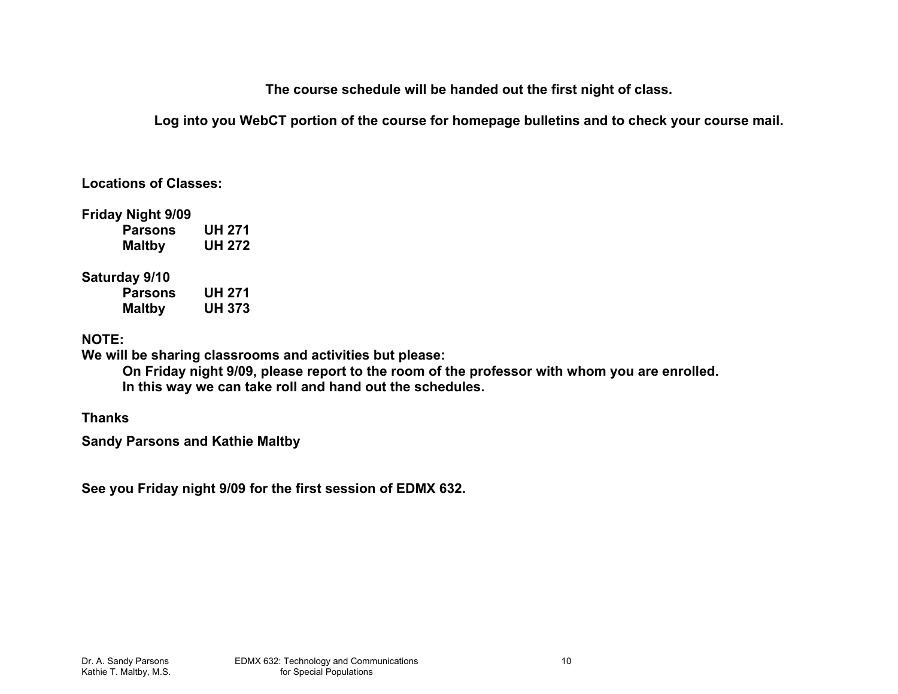**The course schedule will be handed out the first night of class.**

**Log into you WebCT portion of the course for homepage bulletins and to check your course mail.**

**Locations of Classes:**

**Friday Night 9/09**

| | |
|---|---|
| **Parsons** | **UH 271** |
| **Maltby** | **UH 272** |

**Saturday 9/10**

| | |
|---|---|
| **Parsons** | **UH 271** |
| **Maltby** | **UH 373** |

**NOTE:**
**We will be sharing classrooms and activities but please:**

**On Friday night 9/09, please report to the room of the professor with whom you are enrolled.**
**In this way we can take roll and hand out the schedules.**

**Thanks**

**Sandy Parsons and Kathie Maltby**

**See you Friday night 9/09 for the first session of EDMX 632.**